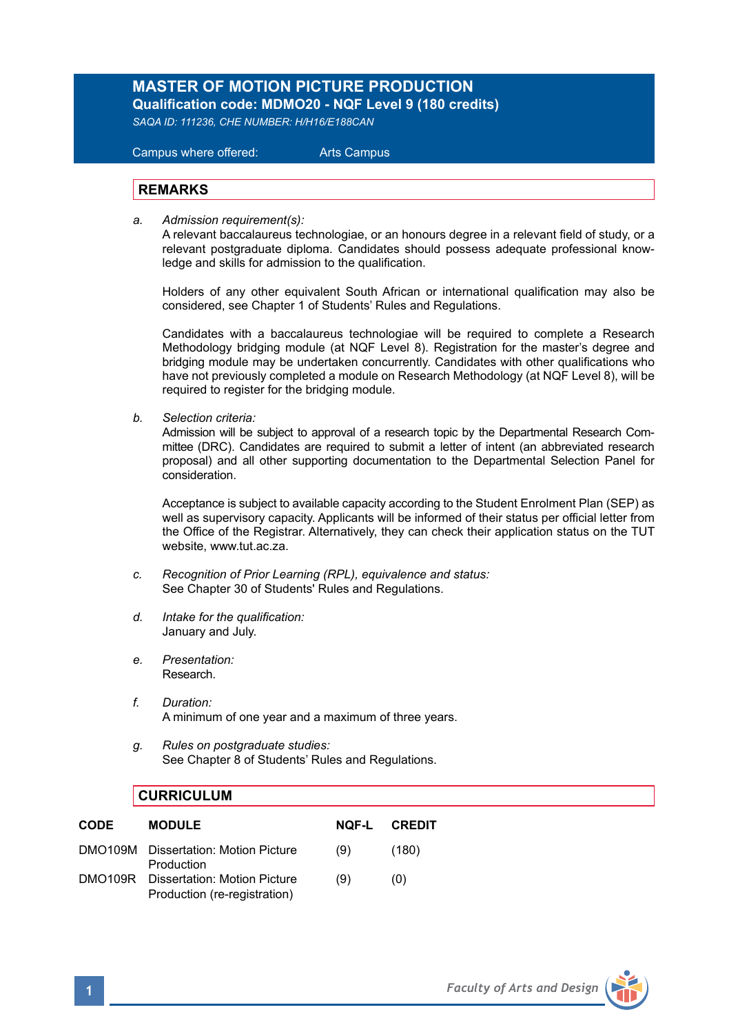# MASTER OF MOTION PICTURE PRODUCTION

**Qualification code: MDMO20 - NQF Level 9 (180 credits)**

*SAQA ID: 111236, CHE NUMBER: H/H16/E188CAN*

Campus where offered: Arts Campus

## REMARKS

a. *Admission requirement(s):*
A relevant baccalaureus technologiae, or an honours degree in a relevant field of study, or a relevant postgraduate diploma. Candidates should possess adequate professional knowledge and skills for admission to the qualification.

Holders of any other equivalent South African or international qualification may also be considered, see Chapter 1 of Students' Rules and Regulations.

Candidates with a baccalaureus technologiae will be required to complete a Research Methodology bridging module (at NQF Level 8). Registration for the master's degree and bridging module may be undertaken concurrently. Candidates with other qualifications who have not previously completed a module on Research Methodology (at NQF Level 8), will be required to register for the bridging module.

b. *Selection criteria:*
Admission will be subject to approval of a research topic by the Departmental Research Committee (DRC). Candidates are required to submit a letter of intent (an abbreviated research proposal) and all other supporting documentation to the Departmental Selection Panel for consideration.

Acceptance is subject to available capacity according to the Student Enrolment Plan (SEP) as well as supervisory capacity. Applicants will be informed of their status per official letter from the Office of the Registrar. Alternatively, they can check their application status on the TUT website, www.tut.ac.za.

c. *Recognition of Prior Learning (RPL), equivalence and status:*
See Chapter 30 of Students' Rules and Regulations.

d. *Intake for the qualification:*
January and July.

e. *Presentation:*
Research.

f. *Duration:*
A minimum of one year and a maximum of three years.

g. *Rules on postgraduate studies:*
See Chapter 8 of Students' Rules and Regulations.

## CURRICULUM

| CODE | MODULE | NQF-L | CREDIT |
|---|---|---|---|
| DMO109M | Dissertation: Motion Picture Production | (9) | (180) |
| DMO109R | Dissertation: Motion Picture Production (re-registration) | (9) | (0) |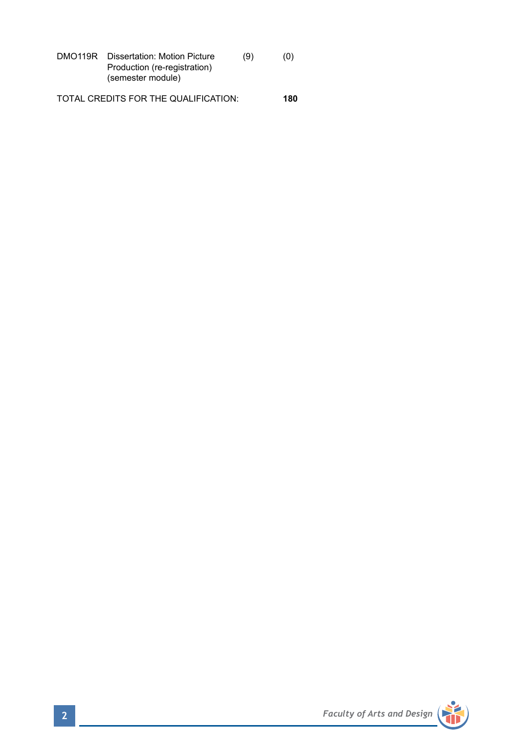| | | | |
|---|---|---|---|
| DMO119R | Dissertation: Motion Picture Production (re-registration) (semester module) | (9) | (0) |

TOTAL CREDITS FOR THE QUALIFICATION: **180**